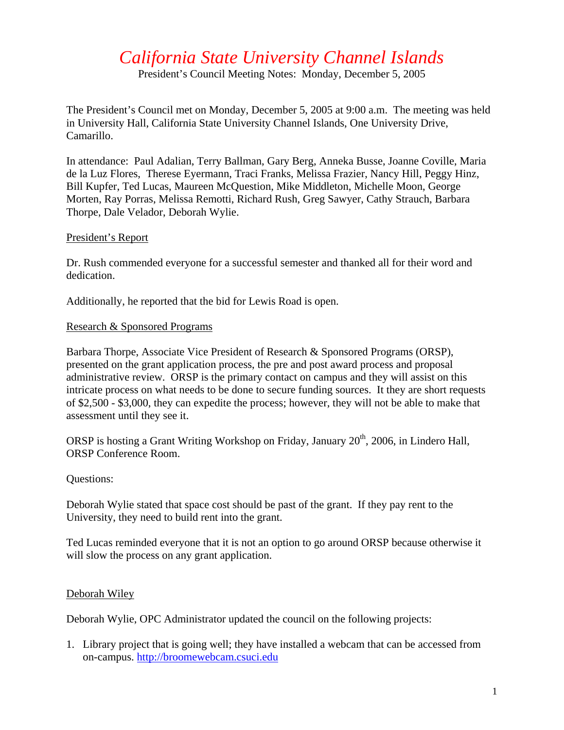# *California State University Channel Islands*

President's Council Meeting Notes: Monday, December 5, 2005

The President's Council met on Monday, December 5, 2005 at 9:00 a.m. The meeting was held in University Hall, California State University Channel Islands, One University Drive, Camarillo.

In attendance: Paul Adalian, Terry Ballman, Gary Berg, Anneka Busse, Joanne Coville, Maria de la Luz Flores, Therese Eyermann, Traci Franks, Melissa Frazier, Nancy Hill, Peggy Hinz, Bill Kupfer, Ted Lucas, Maureen McQuestion, Mike Middleton, Michelle Moon, George Morten, Ray Porras, Melissa Remotti, Richard Rush, Greg Sawyer, Cathy Strauch, Barbara Thorpe, Dale Velador, Deborah Wylie.

## President's Report

Dr. Rush commended everyone for a successful semester and thanked all for their word and dedication.

Additionally, he reported that the bid for Lewis Road is open.

## Research & Sponsored Programs

Barbara Thorpe, Associate Vice President of Research & Sponsored Programs (ORSP), presented on the grant application process, the pre and post award process and proposal administrative review. ORSP is the primary contact on campus and they will assist on this intricate process on what needs to be done to secure funding sources. It they are short requests of $2,500 - $3,000, they can expedite the process; however, they will not be able to make that assessment until they see it.

ORSP is hosting a Grant Writing Workshop on Friday, January 20th, 2006, in Lindero Hall, ORSP Conference Room.

Questions:

Deborah Wylie stated that space cost should be past of the grant. If they pay rent to the University, they need to build rent into the grant.

Ted Lucas reminded everyone that it is not an option to go around ORSP because otherwise it will slow the process on any grant application.

## Deborah Wiley

Deborah Wylie, OPC Administrator updated the council on the following projects:

1. Library project that is going well; they have installed a webcam that can be accessed from on-campus. http://broomewebcam.csuci.edu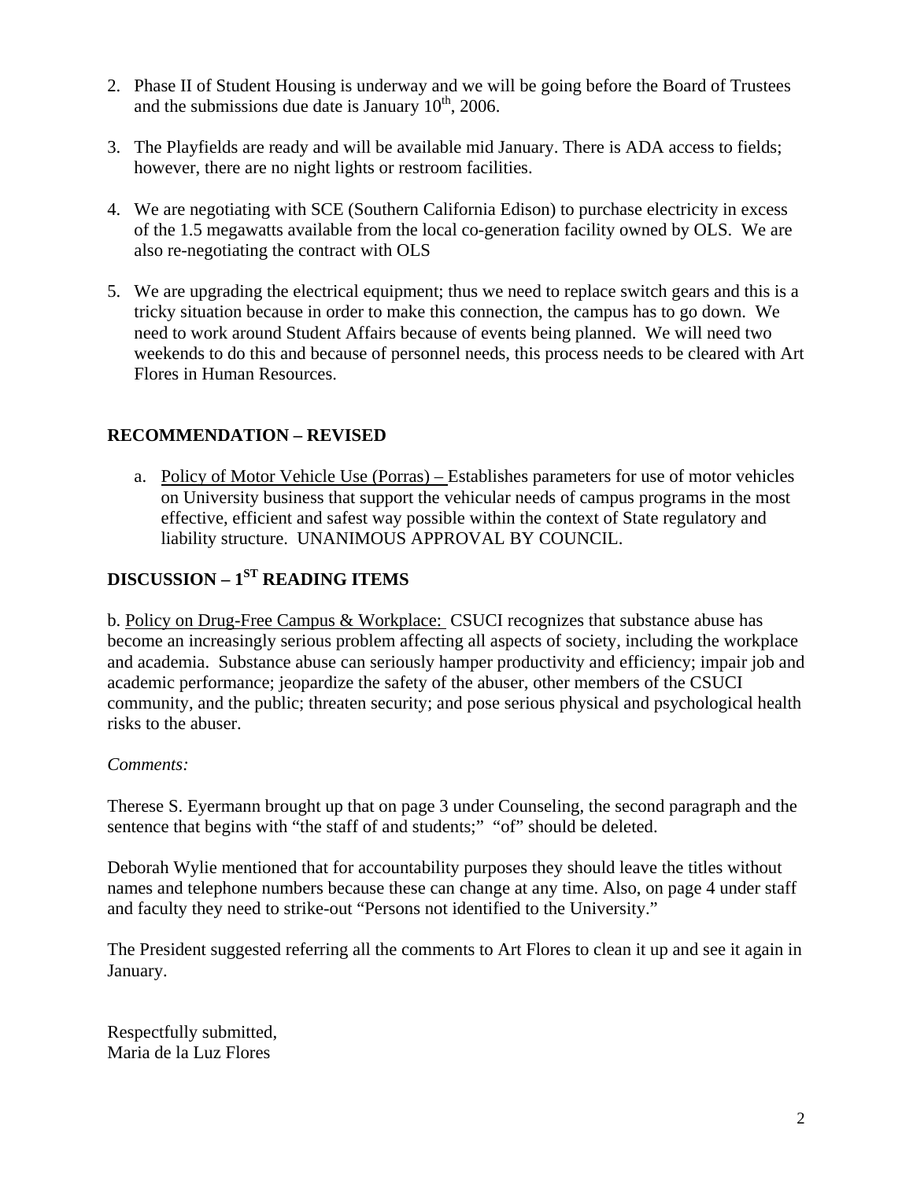2. Phase II of Student Housing is underway and we will be going before the Board of Trustees and the submissions due date is January 10th, 2006.

3. The Playfields are ready and will be available mid January. There is ADA access to fields; however, there are no night lights or restroom facilities.

4. We are negotiating with SCE (Southern California Edison) to purchase electricity in excess of the 1.5 megawatts available from the local co-generation facility owned by OLS. We are also re-negotiating the contract with OLS

5. We are upgrading the electrical equipment; thus we need to replace switch gears and this is a tricky situation because in order to make this connection, the campus has to go down. We need to work around Student Affairs because of events being planned. We will need two weekends to do this and because of personnel needs, this process needs to be cleared with Art Flores in Human Resources.

## RECOMMENDATION – REVISED

a. Policy of Motor Vehicle Use (Porras) – Establishes parameters for use of motor vehicles on University business that support the vehicular needs of campus programs in the most effective, efficient and safest way possible within the context of State regulatory and liability structure. UNANIMOUS APPROVAL BY COUNCIL.

## DISCUSSION – 1ST READING ITEMS

b. Policy on Drug-Free Campus & Workplace: CSUCI recognizes that substance abuse has become an increasingly serious problem affecting all aspects of society, including the workplace and academia. Substance abuse can seriously hamper productivity and efficiency; impair job and academic performance; jeopardize the safety of the abuser, other members of the CSUCI community, and the public; threaten security; and pose serious physical and psychological health risks to the abuser.

*Comments:*

Therese S. Eyermann brought up that on page 3 under Counseling, the second paragraph and the sentence that begins with "the staff of and students;" "of" should be deleted.

Deborah Wylie mentioned that for accountability purposes they should leave the titles without names and telephone numbers because these can change at any time. Also, on page 4 under staff and faculty they need to strike-out "Persons not identified to the University."

The President suggested referring all the comments to Art Flores to clean it up and see it again in January.

Respectfully submitted,
Maria de la Luz Flores